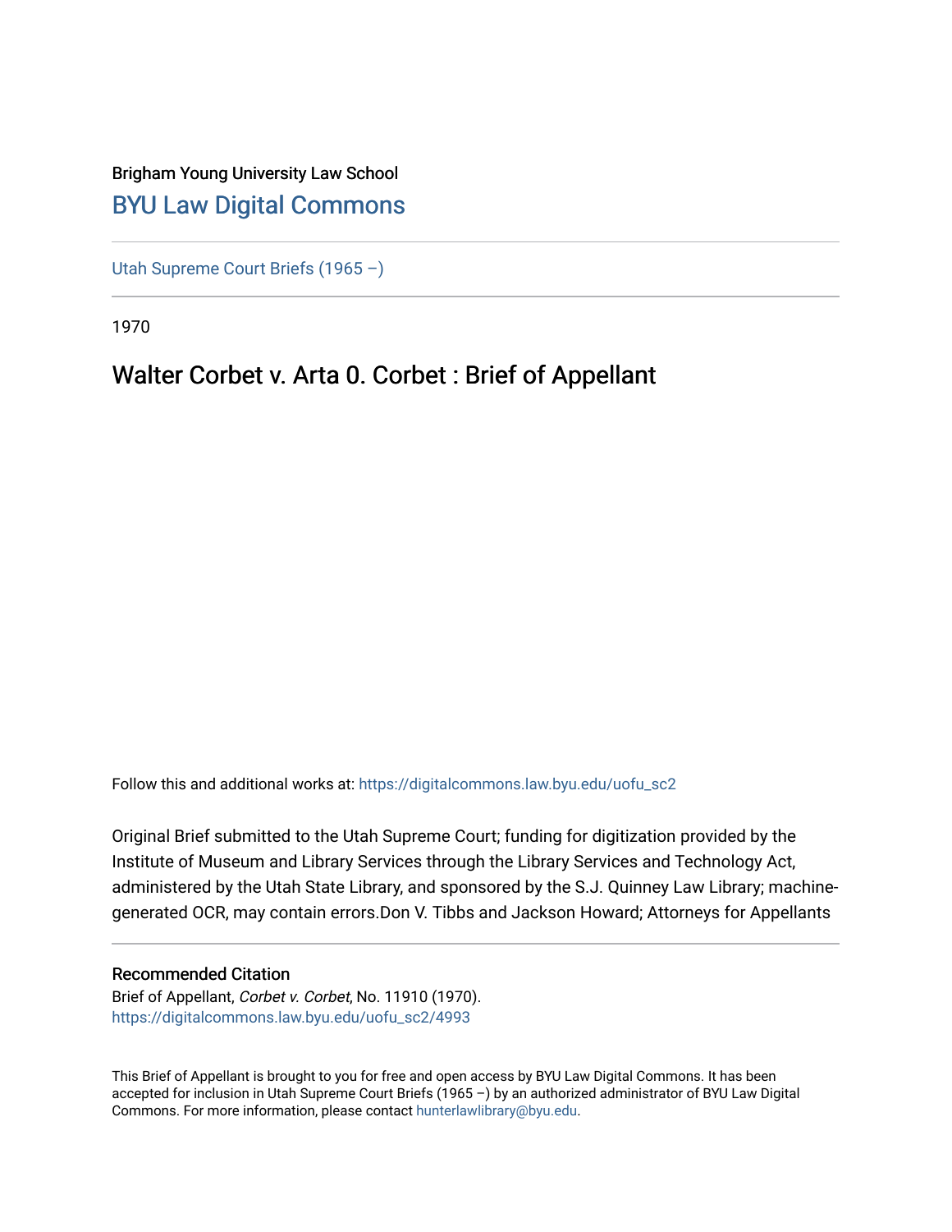Brigham Young University Law School

## BYU Law Digital Commons

Utah Supreme Court Briefs (1965 –)

1970

# Walter Corbet v. Arta 0. Corbet : Brief of Appellant

Follow this and additional works at: https://digitalcommons.law.byu.edu/uofu_sc2

Original Brief submitted to the Utah Supreme Court; funding for digitization provided by the Institute of Museum and Library Services through the Library Services and Technology Act, administered by the Utah State Library, and sponsored by the S.J. Quinney Law Library; machine-generated OCR, may contain errors.Don V. Tibbs and Jackson Howard; Attorneys for Appellants

### Recommended Citation

Brief of Appellant, *Corbet v. Corbet*, No. 11910 (1970).
https://digitalcommons.law.byu.edu/uofu_sc2/4993

This Brief of Appellant is brought to you for free and open access by BYU Law Digital Commons. It has been accepted for inclusion in Utah Supreme Court Briefs (1965 –) by an authorized administrator of BYU Law Digital Commons. For more information, please contact hunterlawlibrary@byu.edu.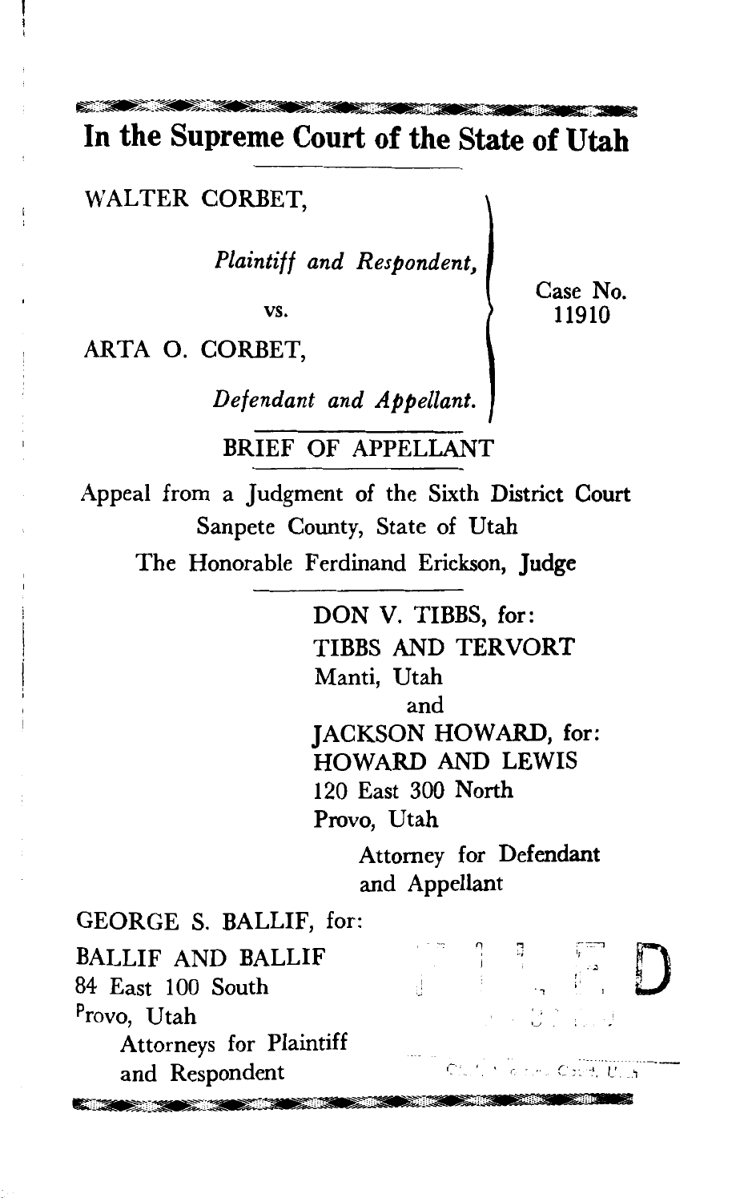# In the Supreme Court of the State of Utah

WALTER CORBET,

*Plaintiff and Respondent,*

vs.

ARTA O. CORBET,

*Defendant and Appellant.*

Case No. 11910

## BRIEF OF APPELLANT

Appeal from a Judgment of the Sixth District Court
Sanpete County, State of Utah

The Honorable Ferdinand Erickson, Judge

DON V. TIBBS, for:
TIBBS AND TERVORT
Manti, Utah

and

JACKSON HOWARD, for:
HOWARD AND LEWIS
120 East 300 North
Provo, Utah

Attorney for Defendant
and Appellant

GEORGE S. BALLIF, for:
BALLIF AND BALLIF
84 East 100 South
Provo, Utah

Attorneys for Plaintiff
and Respondent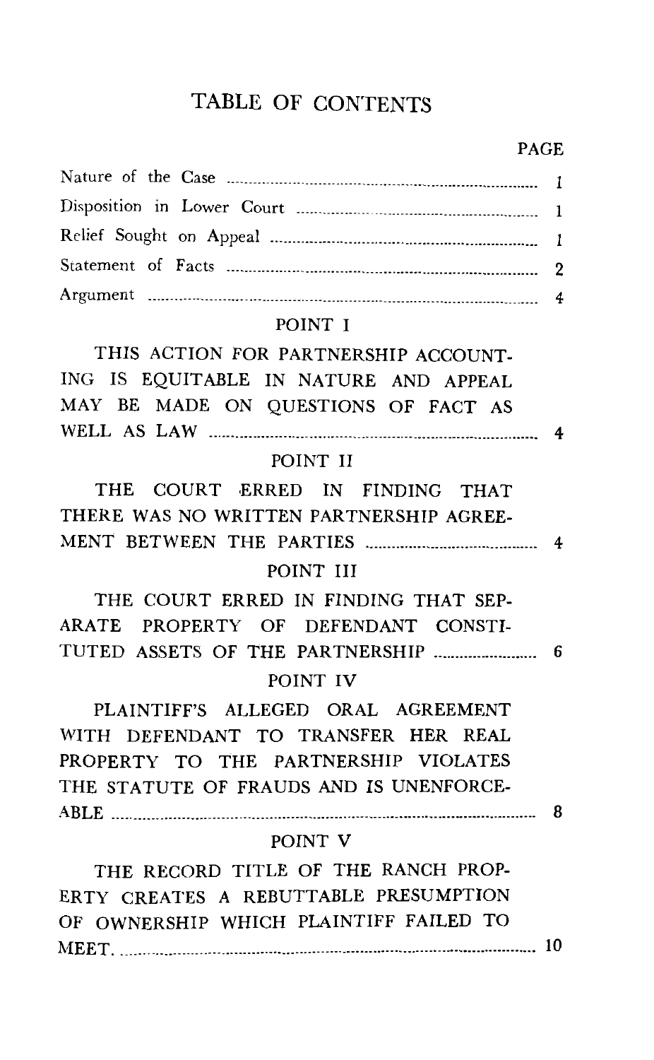# TABLE OF CONTENTS

| | PAGE |
|---|---|
| Nature of the Case | 1 |
| Disposition in Lower Court | 1 |
| Relief Sought on Appeal | 1 |
| Statement of Facts | 2 |
| Argument | 4 |
| POINT I | |
| THIS ACTION FOR PARTNERSHIP ACCOUNTING IS EQUITABLE IN NATURE AND APPEAL MAY BE MADE ON QUESTIONS OF FACT AS WELL AS LAW | 4 |
| POINT II | |
| THE COURT ERRED IN FINDING THAT THERE WAS NO WRITTEN PARTNERSHIP AGREEMENT BETWEEN THE PARTIES | 4 |
| POINT III | |
| THE COURT ERRED IN FINDING THAT SEPARATE PROPERTY OF DEFENDANT CONSTITUTED ASSETS OF THE PARTNERSHIP | 6 |
| POINT IV | |
| PLAINTIFF'S ALLEGED ORAL AGREEMENT WITH DEFENDANT TO TRANSFER HER REAL PROPERTY TO THE PARTNERSHIP VIOLATES THE STATUTE OF FRAUDS AND IS UNENFORCEABLE | 8 |
| POINT V | |
| THE RECORD TITLE OF THE RANCH PROPERTY CREATES A REBUTTABLE PRESUMPTION OF OWNERSHIP WHICH PLAINTIFF FAILED TO MEET. | 10 |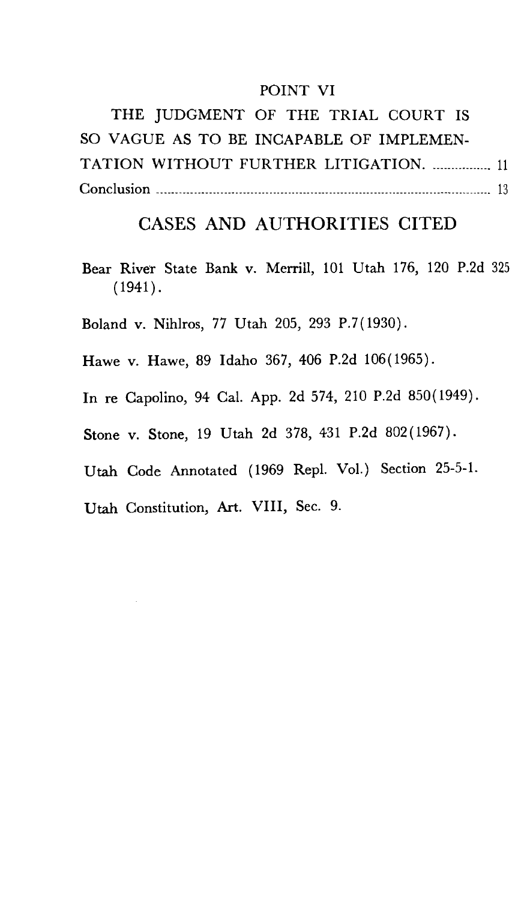POINT VI

THE JUDGMENT OF THE TRIAL COURT IS SO VAGUE AS TO BE INCAPABLE OF IMPLEMENTATION WITHOUT FURTHER LITIGATION. ................ 11

Conclusion ................................................................................................ 13

## CASES AND AUTHORITIES CITED

Bear River State Bank v. Merrill, 101 Utah 176, 120 P.2d 325 (1941).

Boland v. Nihlros, 77 Utah 205, 293 P.7(1930).

Hawe v. Hawe, 89 Idaho 367, 406 P.2d 106(1965).

In re Capolino, 94 Cal. App. 2d 574, 210 P.2d 850(1949).

Stone v. Stone, 19 Utah 2d 378, 431 P.2d 802(1967).

Utah Code Annotated (1969 Repl. Vol.) Section 25-5-1.

Utah Constitution, Art. VIII, Sec. 9.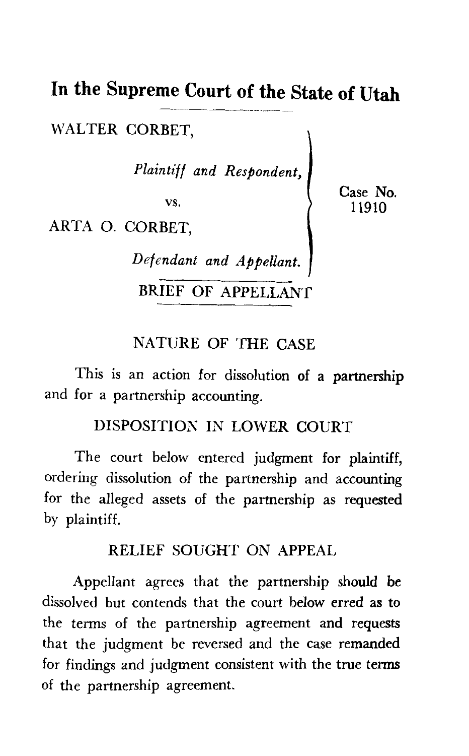# In the Supreme Court of the State of Utah

WALTER CORBET,

*Plaintiff and Respondent,*

vs.

ARTA O. CORBET,

*Defendant and Appellant.*

Case No. 11910

## BRIEF OF APPELLANT

### NATURE OF THE CASE

This is an action for dissolution of a partnership and for a partnership accounting.

### DISPOSITION IN LOWER COURT

The court below entered judgment for plaintiff, ordering dissolution of the partnership and accounting for the alleged assets of the partnership as requested by plaintiff.

### RELIEF SOUGHT ON APPEAL

Appellant agrees that the partnership should be dissolved but contends that the court below erred as to the terms of the partnership agreement and requests that the judgment be reversed and the case remanded for findings and judgment consistent with the true terms of the partnership agreement.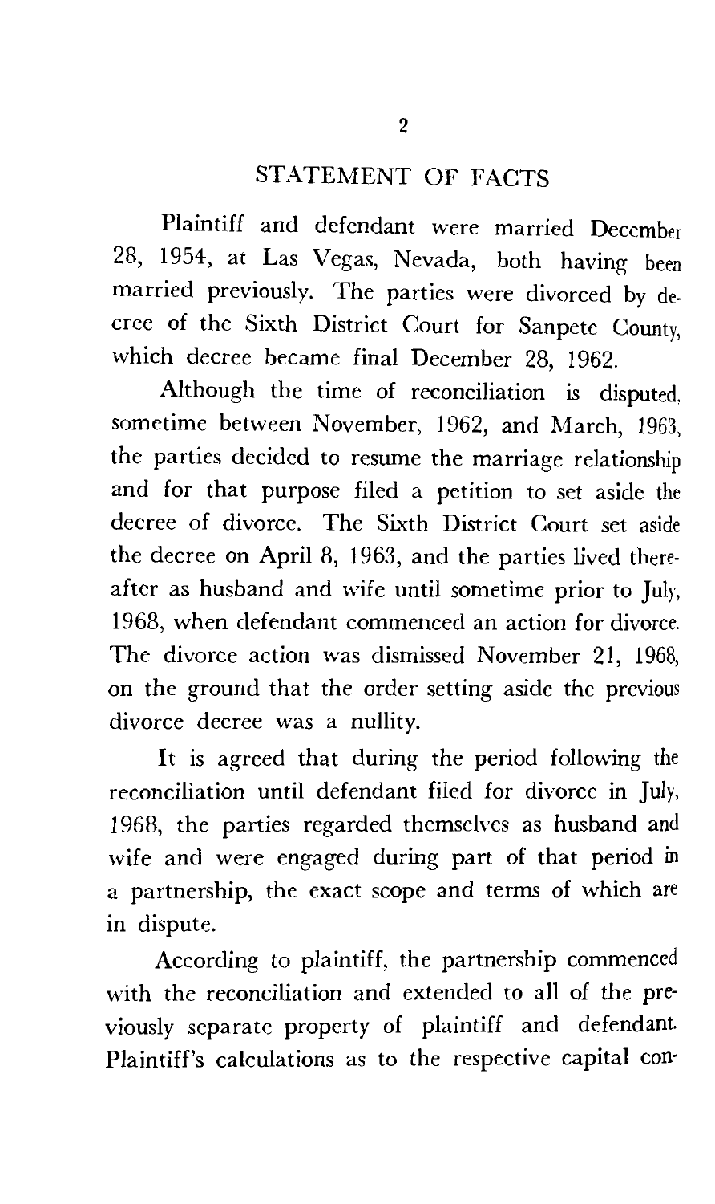## STATEMENT OF FACTS

Plaintiff and defendant were married December 28, 1954, at Las Vegas, Nevada, both having been married previously. The parties were divorced by decree of the Sixth District Court for Sanpete County, which decree became final December 28, 1962.

Although the time of reconciliation is disputed, sometime between November, 1962, and March, 1963, the parties decided to resume the marriage relationship and for that purpose filed a petition to set aside the decree of divorce. The Sixth District Court set aside the decree on April 8, 1963, and the parties lived thereafter as husband and wife until sometime prior to July, 1968, when defendant commenced an action for divorce. The divorce action was dismissed November 21, 1968, on the ground that the order setting aside the previous divorce decree was a nullity.

It is agreed that during the period following the reconciliation until defendant filed for divorce in July, 1968, the parties regarded themselves as husband and wife and were engaged during part of that period in a partnership, the exact scope and terms of which are in dispute.

According to plaintiff, the partnership commenced with the reconciliation and extended to all of the previously separate property of plaintiff and defendant. Plaintiff's calculations as to the respective capital con-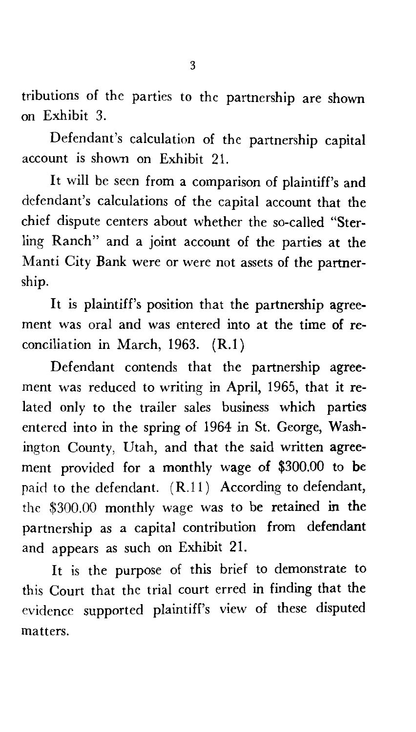tributions of the parties to the partnership are shown on Exhibit 3.

Defendant's calculation of the partnership capital account is shown on Exhibit 21.

It will be seen from a comparison of plaintiff's and defendant's calculations of the capital account that the chief dispute centers about whether the so-called "Sterling Ranch" and a joint account of the parties at the Manti City Bank were or were not assets of the partnership.

It is plaintiff's position that the partnership agreement was oral and was entered into at the time of reconciliation in March, 1963. (R.1)

Defendant contends that the partnership agreement was reduced to writing in April, 1965, that it related only to the trailer sales business which parties entered into in the spring of 1964 in St. George, Washington County, Utah, and that the said written agreement provided for a monthly wage of $300.00 to be paid to the defendant. (R.11) According to defendant, the $300.00 monthly wage was to be retained in the partnership as a capital contribution from defendant and appears as such on Exhibit 21.

It is the purpose of this brief to demonstrate to this Court that the trial court erred in finding that the evidence supported plaintiff's view of these disputed matters.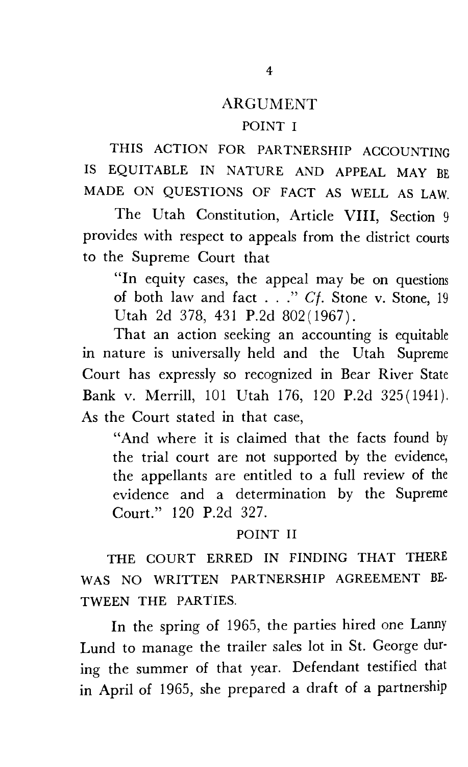## ARGUMENT

### POINT I

THIS ACTION FOR PARTNERSHIP ACCOUNTING IS EQUITABLE IN NATURE AND APPEAL MAY BE MADE ON QUESTIONS OF FACT AS WELL AS LAW.

The Utah Constitution, Article VIII, Section 9 provides with respect to appeals from the district courts to the Supreme Court that

> "In equity cases, the appeal may be on questions of both law and fact . . ." *Cf.* Stone v. Stone, 19 Utah 2d 378, 431 P.2d 802(1967).

That an action seeking an accounting is equitable in nature is universally held and the Utah Supreme Court has expressly so recognized in Bear River State Bank v. Merrill, 101 Utah 176, 120 P.2d 325(1941). As the Court stated in that case,

> "And where it is claimed that the facts found by the trial court are not supported by the evidence, the appellants are entitled to a full review of the evidence and a determination by the Supreme Court." 120 P.2d 327.

### POINT II

THE COURT ERRED IN FINDING THAT THERE WAS NO WRITTEN PARTNERSHIP AGREEMENT BETWEEN THE PARTIES.

In the spring of 1965, the parties hired one Lanny Lund to manage the trailer sales lot in St. George during the summer of that year. Defendant testified that in April of 1965, she prepared a draft of a partnership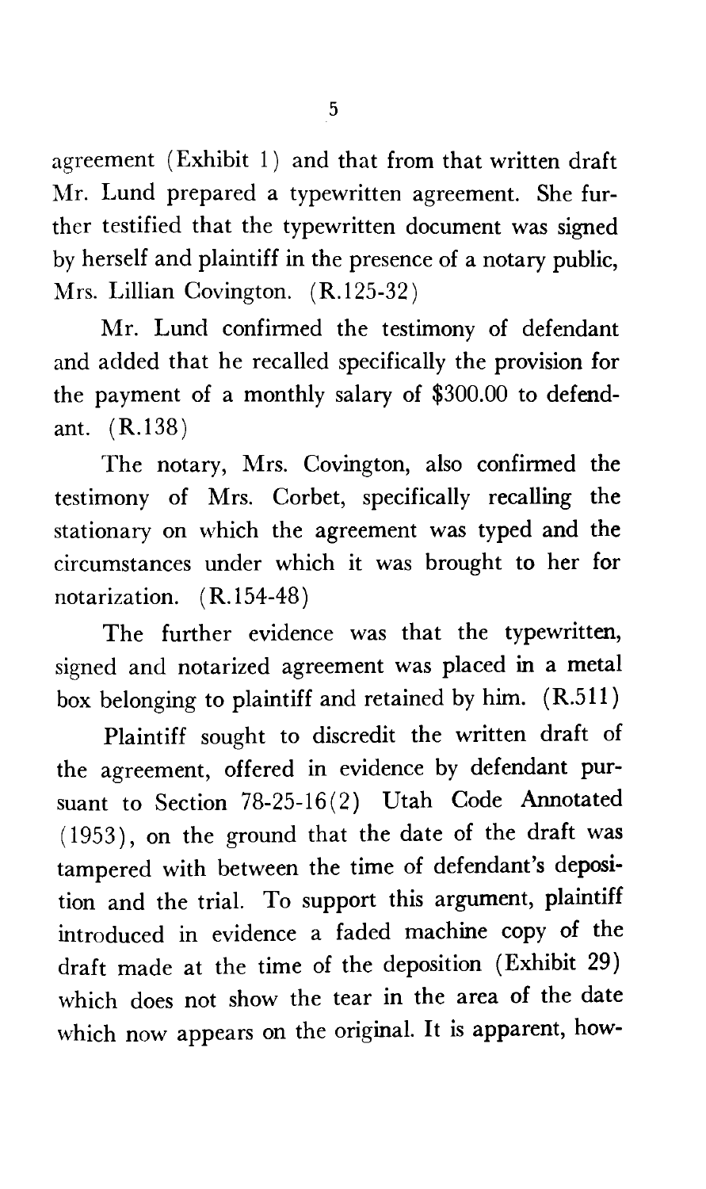agreement (Exhibit 1) and that from that written draft Mr. Lund prepared a typewritten agreement. She further testified that the typewritten document was signed by herself and plaintiff in the presence of a notary public, Mrs. Lillian Covington. (R.125-32)

Mr. Lund confirmed the testimony of defendant and added that he recalled specifically the provision for the payment of a monthly salary of $300.00 to defendant. (R.138)

The notary, Mrs. Covington, also confirmed the testimony of Mrs. Corbet, specifically recalling the stationary on which the agreement was typed and the circumstances under which it was brought to her for notarization. (R.154-48)

The further evidence was that the typewritten, signed and notarized agreement was placed in a metal box belonging to plaintiff and retained by him. (R.511)

Plaintiff sought to discredit the written draft of the agreement, offered in evidence by defendant pursuant to Section 78-25-16(2) Utah Code Annotated (1953), on the ground that the date of the draft was tampered with between the time of defendant's deposition and the trial. To support this argument, plaintiff introduced in evidence a faded machine copy of the draft made at the time of the deposition (Exhibit 29) which does not show the tear in the area of the date which now appears on the original. It is apparent, how-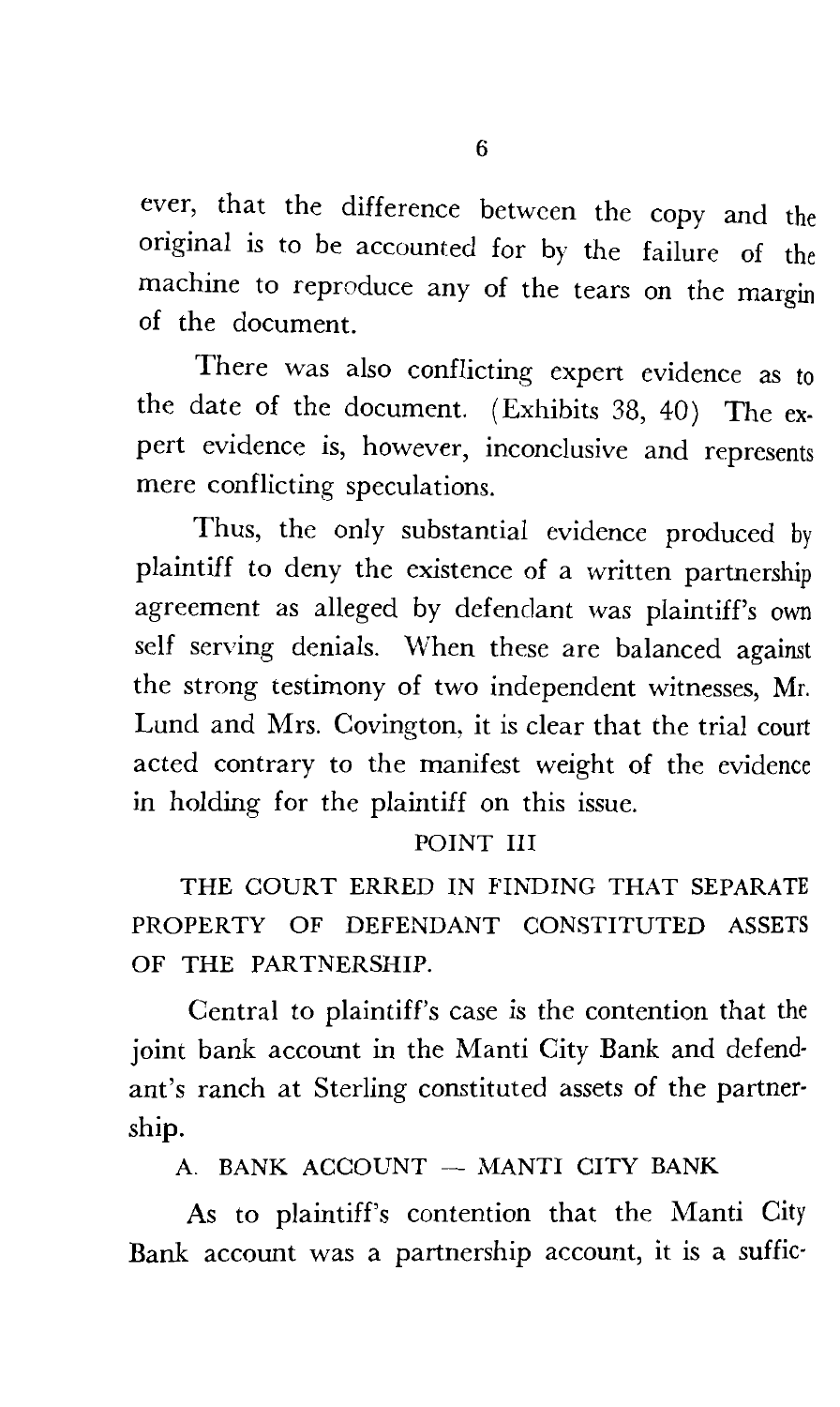ever, that the difference between the copy and the original is to be accounted for by the failure of the machine to reproduce any of the tears on the margin of the document.

There was also conflicting expert evidence as to the date of the document. (Exhibits 38, 40) The expert evidence is, however, inconclusive and represents mere conflicting speculations.

Thus, the only substantial evidence produced by plaintiff to deny the existence of a written partnership agreement as alleged by defendant was plaintiff's own self serving denials. When these are balanced against the strong testimony of two independent witnesses, Mr. Lund and Mrs. Covington, it is clear that the trial court acted contrary to the manifest weight of the evidence in holding for the plaintiff on this issue.

## POINT III

## THE COURT ERRED IN FINDING THAT SEPARATE PROPERTY OF DEFENDANT CONSTITUTED ASSETS OF THE PARTNERSHIP.

Central to plaintiff's case is the contention that the joint bank account in the Manti City Bank and defendant's ranch at Sterling constituted assets of the partnership.

### A. BANK ACCOUNT — MANTI CITY BANK

As to plaintiff's contention that the Manti City Bank account was a partnership account, it is a suffic-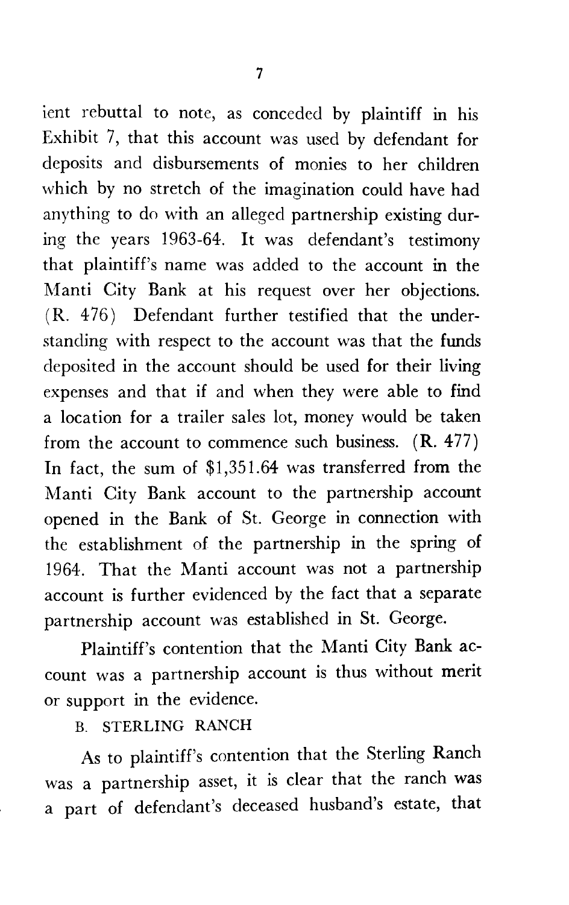ient rebuttal to note, as conceded by plaintiff in his Exhibit 7, that this account was used by defendant for deposits and disbursements of monies to her children which by no stretch of the imagination could have had anything to do with an alleged partnership existing during the years 1963-64. It was defendant's testimony that plaintiff's name was added to the account in the Manti City Bank at his request over her objections. (R. 476) Defendant further testified that the understanding with respect to the account was that the funds deposited in the account should be used for their living expenses and that if and when they were able to find a location for a trailer sales lot, money would be taken from the account to commence such business. (R. 477) In fact, the sum of $1,351.64 was transferred from the Manti City Bank account to the partnership account opened in the Bank of St. George in connection with the establishment of the partnership in the spring of 1964. That the Manti account was not a partnership account is further evidenced by the fact that a separate partnership account was established in St. George.

Plaintiff's contention that the Manti City Bank account was a partnership account is thus without merit or support in the evidence.

### B. STERLING RANCH

As to plaintiff's contention that the Sterling Ranch was a partnership asset, it is clear that the ranch was a part of defendant's deceased husband's estate, that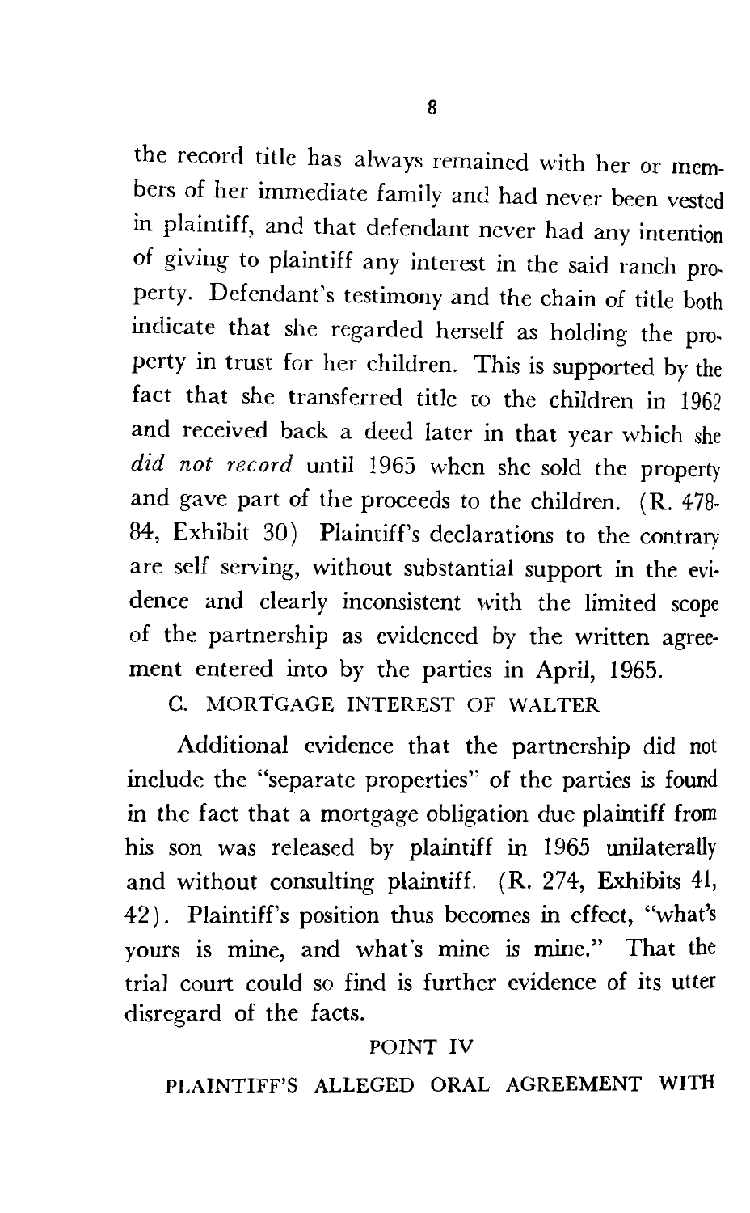the record title has always remained with her or members of her immediate family and had never been vested in plaintiff, and that defendant never had any intention of giving to plaintiff any interest in the said ranch property. Defendant's testimony and the chain of title both indicate that she regarded herself as holding the property in trust for her children. This is supported by the fact that she transferred title to the children in 1962 and received back a deed later in that year which she *did not record* until 1965 when she sold the property and gave part of the proceeds to the children. (R. 478-84, Exhibit 30) Plaintiff's declarations to the contrary are self serving, without substantial support in the evidence and clearly inconsistent with the limited scope of the partnership as evidenced by the written agreement entered into by the parties in April, 1965.

### C. MORTGAGE INTEREST OF WALTER

Additional evidence that the partnership did not include the "separate properties" of the parties is found in the fact that a mortgage obligation due plaintiff from his son was released by plaintiff in 1965 unilaterally and without consulting plaintiff. (R. 274, Exhibits 41, 42). Plaintiff's position thus becomes in effect, "what's yours is mine, and what's mine is mine." That the trial court could so find is further evidence of its utter disregard of the facts.

## POINT IV

PLAINTIFF'S ALLEGED ORAL AGREEMENT WITH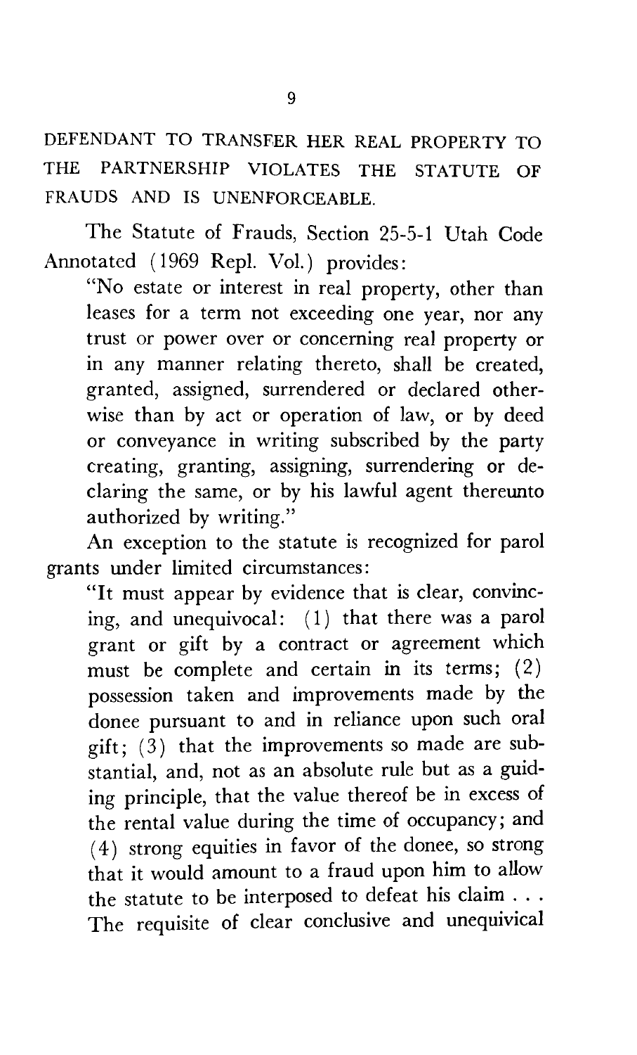DEFENDANT TO TRANSFER HER REAL PROPERTY TO THE PARTNERSHIP VIOLATES THE STATUTE OF FRAUDS AND IS UNENFORCEABLE.

The Statute of Frauds, Section 25-5-1 Utah Code Annotated (1969 Repl. Vol.) provides:

> "No estate or interest in real property, other than leases for a term not exceeding one year, nor any trust or power over or concerning real property or in any manner relating thereto, shall be created, granted, assigned, surrendered or declared otherwise than by act or operation of law, or by deed or conveyance in writing subscribed by the party creating, granting, assigning, surrendering or declaring the same, or by his lawful agent thereunto authorized by writing."

An exception to the statute is recognized for parol grants under limited circumstances:

> "It must appear by evidence that is clear, convincing, and unequivocal: (1) that there was a parol grant or gift by a contract or agreement which must be complete and certain in its terms; (2) possession taken and improvements made by the donee pursuant to and in reliance upon such oral gift; (3) that the improvements so made are substantial, and, not as an absolute rule but as a guiding principle, that the value thereof be in excess of the rental value during the time of occupancy; and (4) strong equities in favor of the donee, so strong that it would amount to a fraud upon him to allow the statute to be interposed to defeat his claim . . . The requisite of clear conclusive and unequivical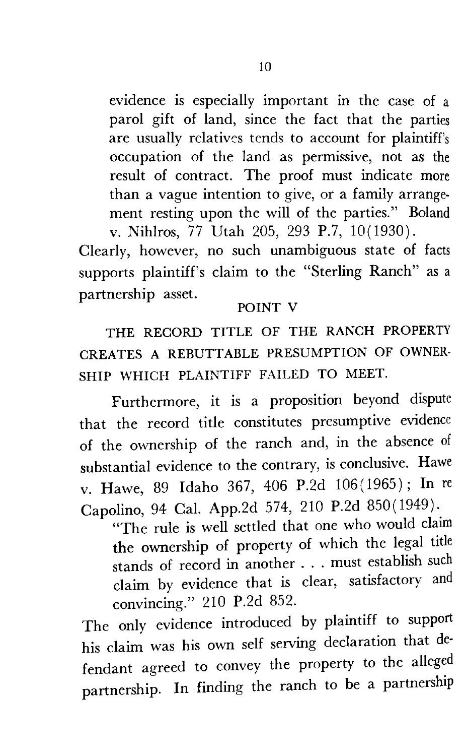evidence is especially important in the case of a parol gift of land, since the fact that the parties are usually relatives tends to account for plaintiff's occupation of the land as permissive, not as the result of contract. The proof must indicate more than a vague intention to give, or a family arrangement resting upon the will of the parties." Boland v. Nihlros, 77 Utah 205, 293 P.7, 10(1930).

Clearly, however, no such unambiguous state of facts supports plaintiff's claim to the "Sterling Ranch" as a partnership asset.

## POINT V

### THE RECORD TITLE OF THE RANCH PROPERTY CREATES A REBUTTABLE PRESUMPTION OF OWNERSHIP WHICH PLAINTIFF FAILED TO MEET.

Furthermore, it is a proposition beyond dispute that the record title constitutes presumptive evidence of the ownership of the ranch and, in the absence of substantial evidence to the contrary, is conclusive. Hawe v. Hawe, 89 Idaho 367, 406 P.2d 106(1965); In re Capolino, 94 Cal. App.2d 574, 210 P.2d 850(1949).

> "The rule is well settled that one who would claim the ownership of property of which the legal title stands of record in another . . . must establish such claim by evidence that is clear, satisfactory and convincing." 210 P.2d 852.

The only evidence introduced by plaintiff to support his claim was his own self serving declaration that defendant agreed to convey the property to the alleged partnership. In finding the ranch to be a partnership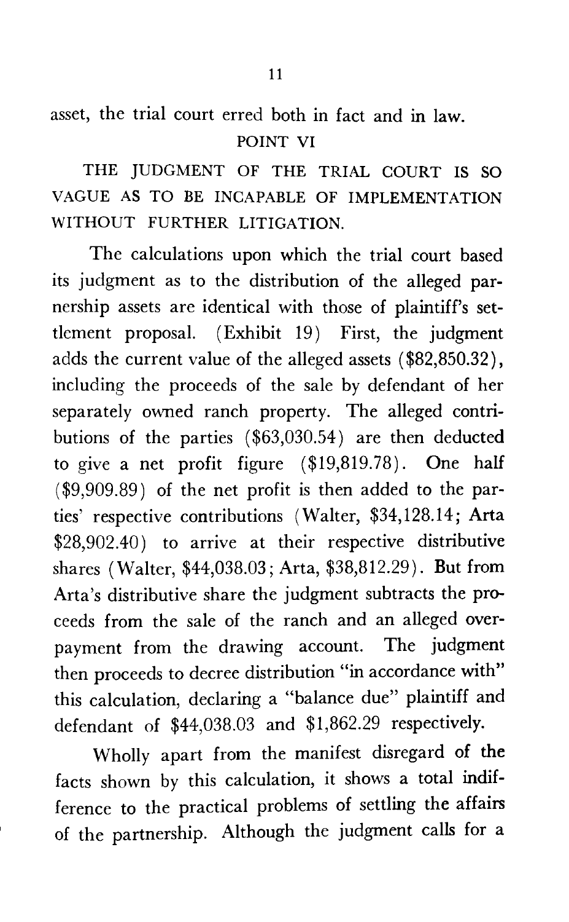asset, the trial court erred both in fact and in law.

## POINT VI

THE JUDGMENT OF THE TRIAL COURT IS SO VAGUE AS TO BE INCAPABLE OF IMPLEMENTATION WITHOUT FURTHER LITIGATION.

The calculations upon which the trial court based its judgment as to the distribution of the alleged parnership assets are identical with those of plaintiff's settlement proposal. (Exhibit 19) First, the judgment adds the current value of the alleged assets ($82,850.32), including the proceeds of the sale by defendant of her separately owned ranch property. The alleged contributions of the parties ($63,030.54) are then deducted to give a net profit figure ($19,819.78). One half ($9,909.89) of the net profit is then added to the parties' respective contributions (Walter, $34,128.14; Arta $28,902.40) to arrive at their respective distributive shares (Walter, $44,038.03; Arta, $38,812.29). But from Arta's distributive share the judgment subtracts the proceeds from the sale of the ranch and an alleged overpayment from the drawing account. The judgment then proceeds to decree distribution "in accordance with" this calculation, declaring a "balance due" plaintiff and defendant of $44,038.03 and $1,862.29 respectively.

Wholly apart from the manifest disregard of the facts shown by this calculation, it shows a total indifference to the practical problems of settling the affairs of the partnership. Although the judgment calls for a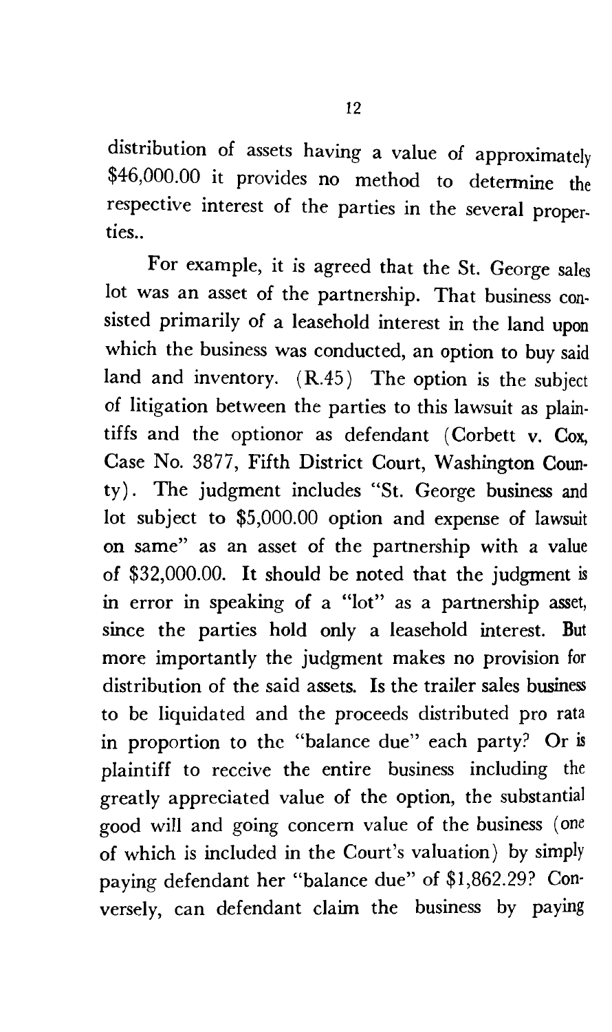distribution of assets having a value of approximately $46,000.00 it provides no method to determine the respective interest of the parties in the several properties..

For example, it is agreed that the St. George sales lot was an asset of the partnership. That business consisted primarily of a leasehold interest in the land upon which the business was conducted, an option to buy said land and inventory. (R.45) The option is the subject of litigation between the parties to this lawsuit as plaintiffs and the optionor as defendant (Corbett v. Cox, Case No. 3877, Fifth District Court, Washington County). The judgment includes "St. George business and lot subject to $5,000.00 option and expense of lawsuit on same" as an asset of the partnership with a value of $32,000.00. It should be noted that the judgment is in error in speaking of a "lot" as a partnership asset, since the parties hold only a leasehold interest. But more importantly the judgment makes no provision for distribution of the said assets. Is the trailer sales business to be liquidated and the proceeds distributed pro rata in proportion to the "balance due" each party? Or is plaintiff to receive the entire business including the greatly appreciated value of the option, the substantial good will and going concern value of the business (one of which is included in the Court's valuation) by simply paying defendant her "balance due" of $1,862.29? Conversely, can defendant claim the business by paying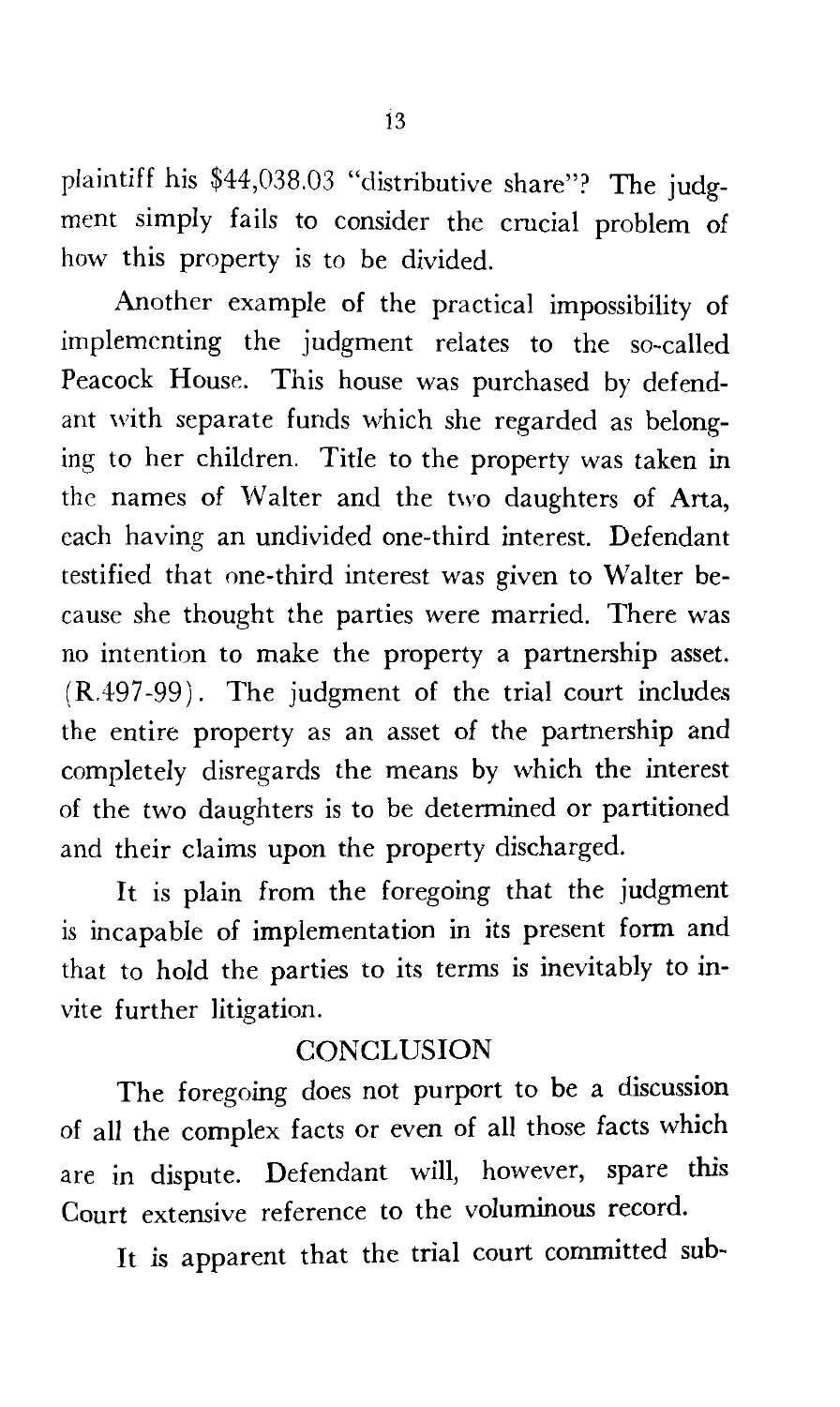plaintiff his $44,038.03 "distributive share"? The judgment simply fails to consider the crucial problem of how this property is to be divided.

Another example of the practical impossibility of implementing the judgment relates to the so-called Peacock House. This house was purchased by defendant with separate funds which she regarded as belonging to her children. Title to the property was taken in the names of Walter and the two daughters of Arta, each having an undivided one-third interest. Defendant testified that one-third interest was given to Walter because she thought the parties were married. There was no intention to make the property a partnership asset. (R.497-99). The judgment of the trial court includes the entire property as an asset of the partnership and completely disregards the means by which the interest of the two daughters is to be determined or partitioned and their claims upon the property discharged.

It is plain from the foregoing that the judgment is incapable of implementation in its present form and that to hold the parties to its terms is inevitably to invite further litigation.

## CONCLUSION

The foregoing does not purport to be a discussion of all the complex facts or even of all those facts which are in dispute. Defendant will, however, spare this Court extensive reference to the voluminous record.

It is apparent that the trial court committed sub-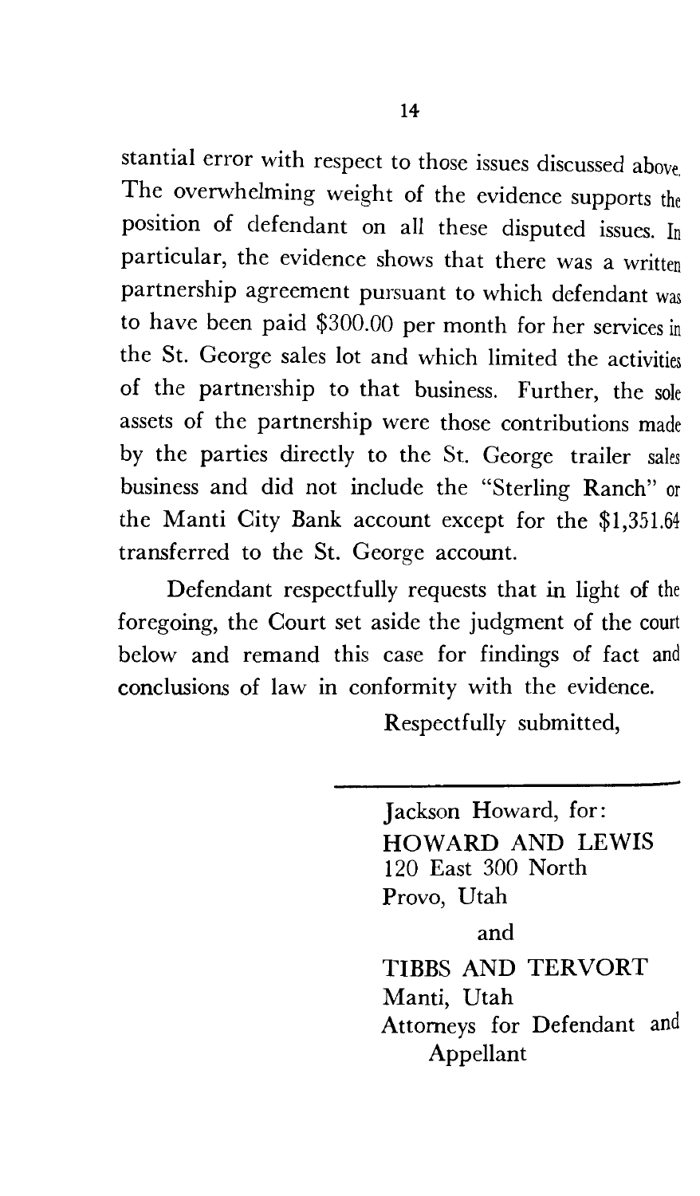stantial error with respect to those issues discussed above. The overwhelming weight of the evidence supports the position of defendant on all these disputed issues. In particular, the evidence shows that there was a written partnership agreement pursuant to which defendant was to have been paid $300.00 per month for her services in the St. George sales lot and which limited the activities of the partnership to that business. Further, the sole assets of the partnership were those contributions made by the parties directly to the St. George trailer sales business and did not include the "Sterling Ranch" or the Manti City Bank account except for the $1,351.64 transferred to the St. George account.

Defendant respectfully requests that in light of the foregoing, the Court set aside the judgment of the court below and remand this case for findings of fact and conclusions of law in conformity with the evidence.

Respectfully submitted,

Jackson Howard, for:
HOWARD AND LEWIS
120 East 300 North
Provo, Utah

and

TIBBS AND TERVORT
Manti, Utah
Attorneys for Defendant and Appellant